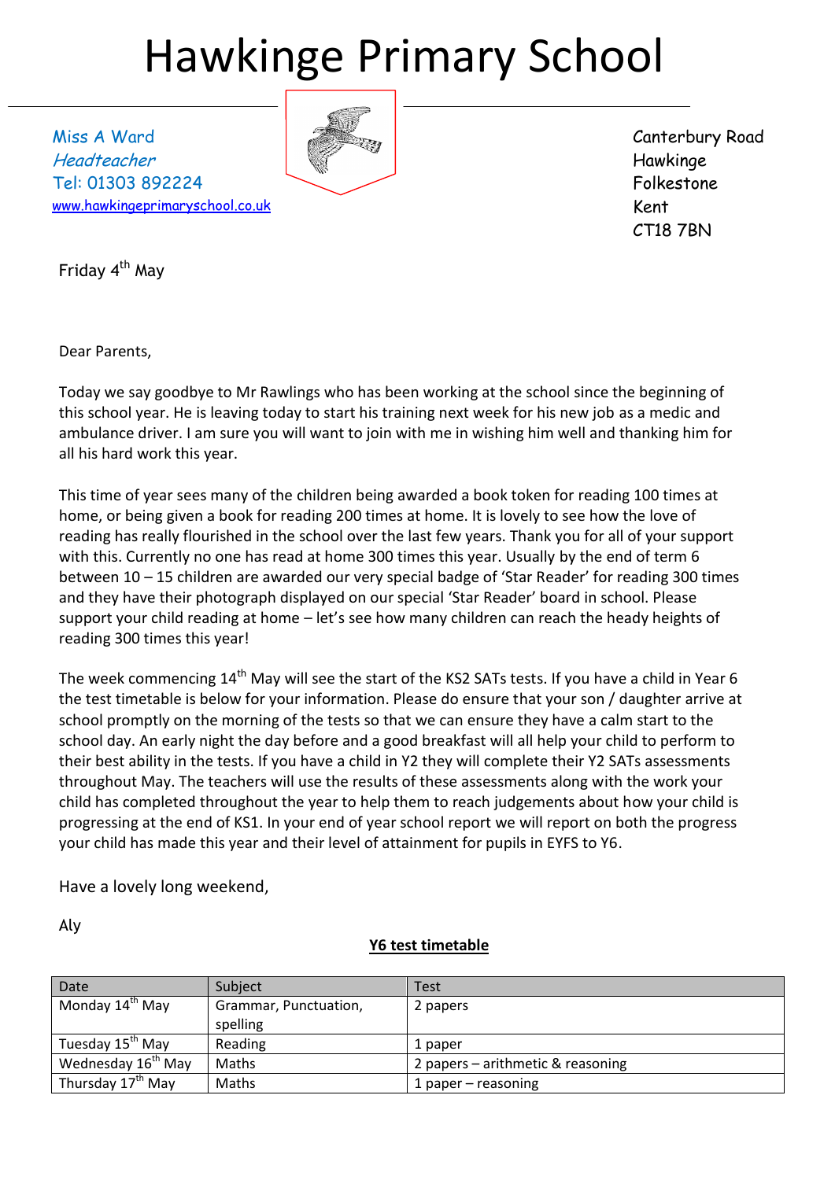# Hawkinge Primary School

*Miss A Ward*
*Headteacher*
Tel: 01303 892224
www.hawkingeprimaryschool.co.uk

Canterbury Road
Hawkinge
Folkestone
Kent
CT18 7BN

Friday 4th May

Dear Parents,

Today we say goodbye to Mr Rawlings who has been working at the school since the beginning of this school year. He is leaving today to start his training next week for his new job as a medic and ambulance driver. I am sure you will want to join with me in wishing him well and thanking him for all his hard work this year.

This time of year sees many of the children being awarded a book token for reading 100 times at home, or being given a book for reading 200 times at home. It is lovely to see how the love of reading has really flourished in the school over the last few years. Thank you for all of your support with this. Currently no one has read at home 300 times this year. Usually by the end of term 6 between 10 – 15 children are awarded our very special badge of 'Star Reader' for reading 300 times and they have their photograph displayed on our special 'Star Reader' board in school. Please support your child reading at home – let's see how many children can reach the heady heights of reading 300 times this year!

The week commencing 14th May will see the start of the KS2 SATs tests. If you have a child in Year 6 the test timetable is below for your information. Please do ensure that your son / daughter arrive at school promptly on the morning of the tests so that we can ensure they have a calm start to the school day. An early night the day before and a good breakfast will all help your child to perform to their best ability in the tests. If you have a child in Y2 they will complete their Y2 SATs assessments throughout May. The teachers will use the results of these assessments along with the work your child has completed throughout the year to help them to reach judgements about how your child is progressing at the end of KS1. In your end of year school report we will report on both the progress your child has made this year and their level of attainment for pupils in EYFS to Y6.

Have a lovely long weekend,

Aly

**Y6 test timetable**

| Date | Subject | Test |
|---|---|---|
| Monday 14th May | Grammar, Punctuation, spelling | 2 papers |
| Tuesday 15th May | Reading | 1 paper |
| Wednesday 16th May | Maths | 2 papers – arithmetic & reasoning |
| Thursday 17th May | Maths | 1 paper – reasoning |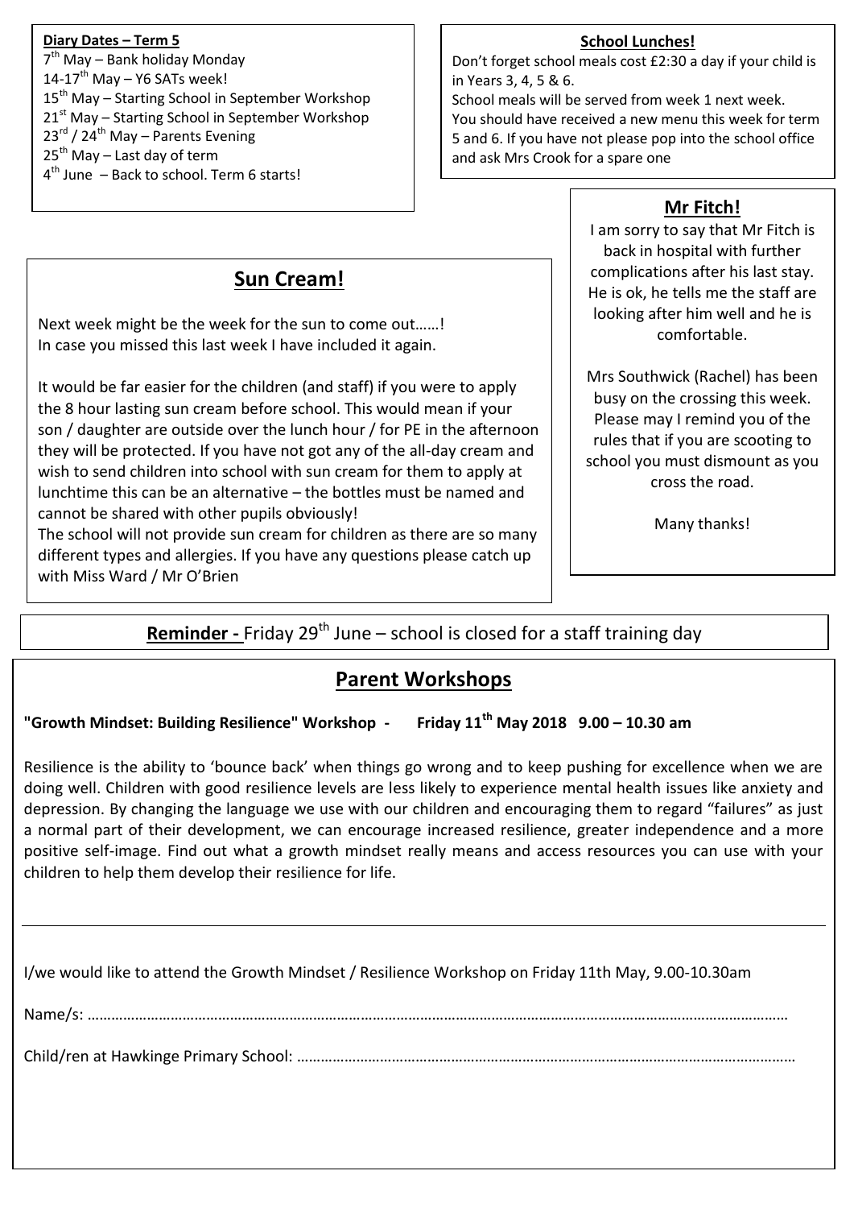**Diary Dates – Term 5**

7th May – Bank holiday Monday
14-17th May – Y6 SATs week!
15th May – Starting School in September Workshop
21st May – Starting School in September Workshop
23rd / 24th May – Parents Evening
25th May – Last day of term
4th June – Back to school. Term 6 starts!

**School Lunches!**

Don't forget school meals cost £2:30 a day if your child is in Years 3, 4, 5 & 6.
School meals will be served from week 1 next week.
You should have received a new menu this week for term 5 and 6. If you have not please pop into the school office and ask Mrs Crook for a spare one

## Sun Cream!

Next week might be the week for the sun to come out……!
In case you missed this last week I have included it again.

It would be far easier for the children (and staff) if you were to apply the 8 hour lasting sun cream before school. This would mean if your son / daughter are outside over the lunch hour / for PE in the afternoon they will be protected. If you have not got any of the all-day cream and wish to send children into school with sun cream for them to apply at lunchtime this can be an alternative – the bottles must be named and cannot be shared with other pupils obviously!
The school will not provide sun cream for children as there are so many different types and allergies. If you have any questions please catch up with Miss Ward / Mr O'Brien

## Mr Fitch!

I am sorry to say that Mr Fitch is back in hospital with further complications after his last stay. He is ok, he tells me the staff are looking after him well and he is comfortable.

Mrs Southwick (Rachel) has been busy on the crossing this week. Please may I remind you of the rules that if you are scooting to school you must dismount as you cross the road.

Many thanks!

**Reminder -** Friday 29th June – school is closed for a staff training day

## Parent Workshops

**"Growth Mindset: Building Resilience" Workshop - Friday 11th May 2018 9.00 – 10.30 am**

Resilience is the ability to 'bounce back' when things go wrong and to keep pushing for excellence when we are doing well. Children with good resilience levels are less likely to experience mental health issues like anxiety and depression. By changing the language we use with our children and encouraging them to regard "failures" as just a normal part of their development, we can encourage increased resilience, greater independence and a more positive self-image. Find out what a growth mindset really means and access resources you can use with your children to help them develop their resilience for life.

---

I/we would like to attend the Growth Mindset / Resilience Workshop on Friday 11th May, 9.00-10.30am

Name/s: ……………………………………………………………………………………………………………………………………………………

Child/ren at Hawkinge Primary School: ………………………………………………………………………………………………………